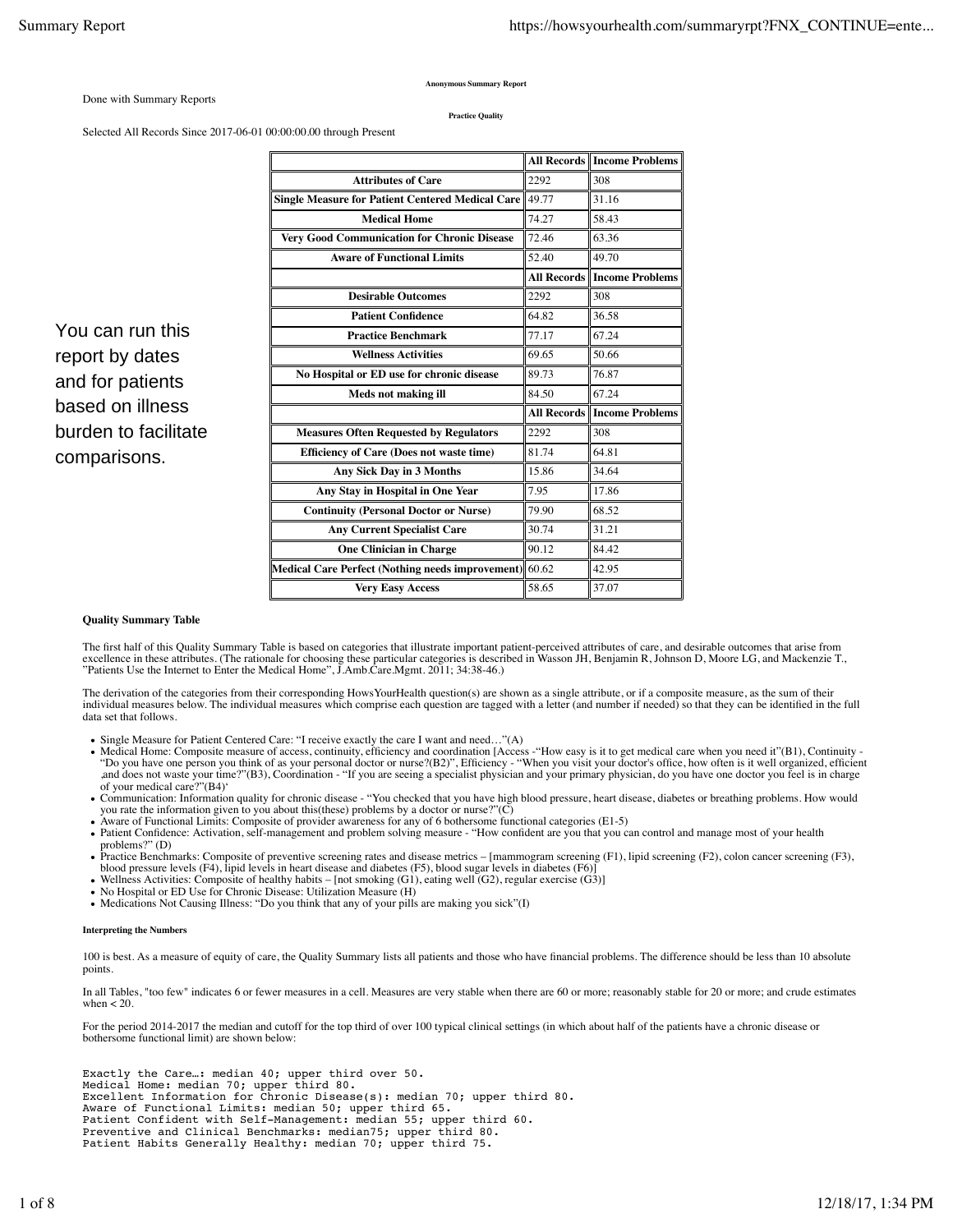**Anonymous Summary Report**

Done with Summary Reports

**Practice Quality**

Selected All Records Since 2017-06-01 00:00:00.00 through Present

You can run this report by dates and for patients based on illness burden to facilitate comparisons.

| | All Records | Income Problems |
|---|---|---|
| **Attributes of Care** | 2292 | 308 |
| **Single Measure for Patient Centered Medical Care** | 49.77 | 31.16 |
| **Medical Home** | 74.27 | 58.43 |
| **Very Good Communication for Chronic Disease** | 72.46 | 63.36 |
| **Aware of Functional Limits** | 52.40 | 49.70 |
| | **All Records** | **Income Problems** |
| **Desirable Outcomes** | 2292 | 308 |
| **Patient Confidence** | 64.82 | 36.58 |
| **Practice Benchmark** | 77.17 | 67.24 |
| **Wellness Activities** | 69.65 | 50.66 |
| **No Hospital or ED use for chronic disease** | 89.73 | 76.87 |
| **Meds not making ill** | 84.50 | 67.24 |
| | **All Records** | **Income Problems** |
| **Measures Often Requested by Regulators** | 2292 | 308 |
| **Efficiency of Care (Does not waste time)** | 81.74 | 64.81 |
| **Any Sick Day in 3 Months** | 15.86 | 34.64 |
| **Any Stay in Hospital in One Year** | 7.95 | 17.86 |
| **Continuity (Personal Doctor or Nurse)** | 79.90 | 68.52 |
| **Any Current Specialist Care** | 30.74 | 31.21 |
| **One Clinician in Charge** | 90.12 | 84.42 |
| **Medical Care Perfect (Nothing needs improvement)** | 60.62 | 42.95 |
| **Very Easy Access** | 58.65 | 37.07 |

**Quality Summary Table**

The first half of this Quality Summary Table is based on categories that illustrate important patient-perceived attributes of care, and desirable outcomes that arise from excellence in these attributes. (The rationale for choosing these particular categories is described in Wasson JH, Benjamin R, Johnson D, Moore LG, and Mackenzie T., "Patients Use the Internet to Enter the Medical Home", J.Amb.Care.Mgmt. 2011; 34:38-46.)

The derivation of the categories from their corresponding HowsYourHealth question(s) are shown as a single attribute, or if a composite measure, as the sum of their individual measures below. The individual measures which comprise each question are tagged with a letter (and number if needed) so that they can be identified in the full data set that follows.

- Single Measure for Patient Centered Care: "I receive exactly the care I want and need…"(A)
- Medical Home: Composite measure of access, continuity, efficiency and coordination [Access -"How easy is it to get medical care when you need it"(B1), Continuity - "Do you have one person you think of as your personal doctor or nurse?(B2)", Efficiency - "When you visit your doctor's office, how often is it well organized, efficient ,and does not waste your time?"(B3), Coordination - "If you are seeing a specialist physician and your primary physician, do you have one doctor you feel is in charge of your medical care?"(B4)'
- Communication: Information quality for chronic disease - "You checked that you have high blood pressure, heart disease, diabetes or breathing problems. How would you rate the information given to you about this(these) problems by a doctor or nurse?"(C)
- Aware of Functional Limits: Composite of provider awareness for any of 6 bothersome functional categories (E1-5)
- Patient Confidence: Activation, self-management and problem solving measure - "How confident are you that you can control and manage most of your health problems?" (D)
- Practice Benchmarks: Composite of preventive screening rates and disease metrics – [mammogram screening (F1), lipid screening (F2), colon cancer screening (F3), blood pressure levels (F4), lipid levels in heart disease and diabetes (F5), blood sugar levels in diabetes (F6)]
- Wellness Activities: Composite of healthy habits – [not smoking (G1), eating well (G2), regular exercise (G3)]
- No Hospital or ED Use for Chronic Disease: Utilization Measure (H)
- Medications Not Causing Illness: "Do you think that any of your pills are making you sick"(I)

**Interpreting the Numbers**

100 is best. As a measure of equity of care, the Quality Summary lists all patients and those who have financial problems. The difference should be less than 10 absolute points.

In all Tables, "too few" indicates 6 or fewer measures in a cell. Measures are very stable when there are 60 or more; reasonably stable for 20 or more; and crude estimates when < 20.

For the period 2014-2017 the median and cutoff for the top third of over 100 typical clinical settings (in which about half of the patients have a chronic disease or bothersome functional limit) are shown below:

```
Exactly the Care…: median 40; upper third over 50.
Medical Home: median 70; upper third 80.
Excellent Information for Chronic Disease(s): median 70; upper third 80.
Aware of Functional Limits: median 50; upper third 65.
Patient Confident with Self-Management: median 55; upper third 60.
Preventive and Clinical Benchmarks: median75; upper third 80.
Patient Habits Generally Healthy: median 70; upper third 75.
```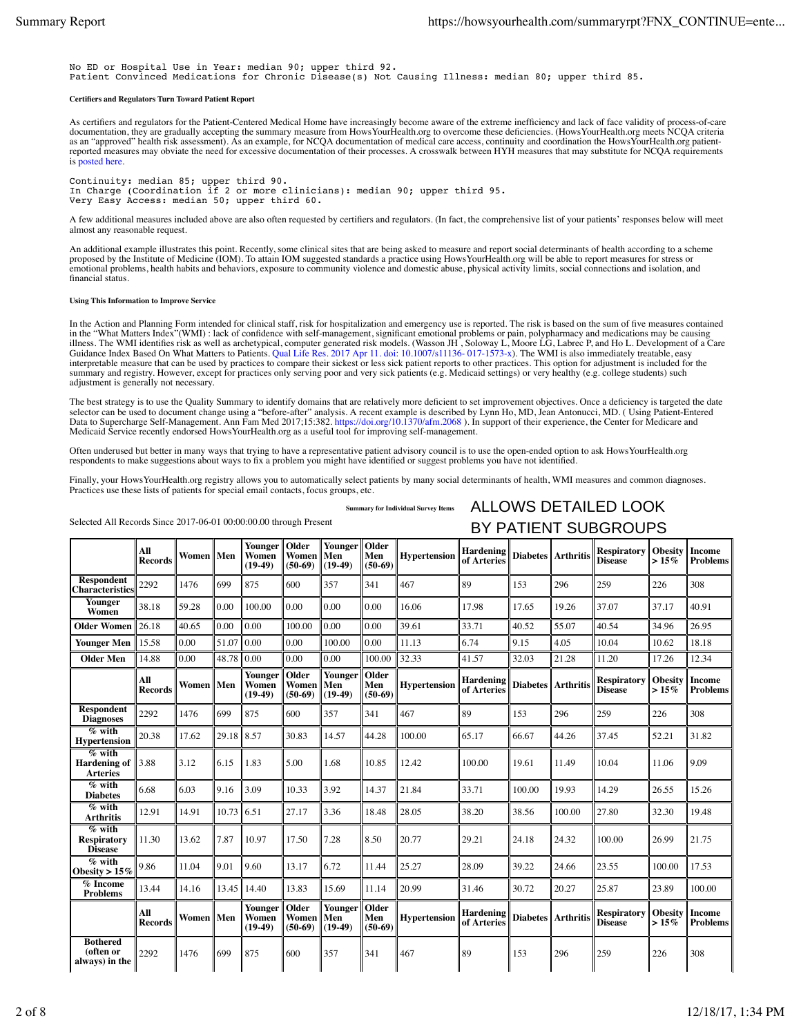```
No ED or Hospital Use in Year: median 90; upper third 92.
Patient Convinced Medications for Chronic Disease(s) Not Causing Illness: median 80; upper third 85.
```

#### Certifiers and Regulators Turn Toward Patient Report

As certifiers and regulators for the Patient-Centered Medical Home have increasingly become aware of the extreme inefficiency and lack of face validity of process-of-care documentation, they are gradually accepting the summary measure from HowsYourHealth.org to overcome these deficiencies. (HowsYourHealth.org meets NCQA criteria as an "approved" health risk assessment). As an example, for NCQA documentation of medical care access, continuity and coordination the HowsYourHealth.org patient-reported measures may obviate the need for excessive documentation of their processes. A crosswalk between HYH measures that may substitute for NCQA requirements is posted here.

```
Continuity: median 85; upper third 90.
In Charge (Coordination if 2 or more clinicians): median 90; upper third 95.
Very Easy Access: median 50; upper third 60.
```

A few additional measures included above are also often requested by certifiers and regulators. (In fact, the comprehensive list of your patients' responses below will meet almost any reasonable request.

An additional example illustrates this point. Recently, some clinical sites that are being asked to measure and report social determinants of health according to a scheme proposed by the Institute of Medicine (IOM). To attain IOM suggested standards a practice using HowsYourHealth.org will be able to report measures for stress or emotional problems, health habits and behaviors, exposure to community violence and domestic abuse, physical activity limits, social connections and isolation, and financial status.

#### Using This Information to Improve Service

In the Action and Planning Form intended for clinical staff, risk for hospitalization and emergency use is reported. The risk is based on the sum of five measures contained in the "What Matters Index"(WMI) : lack of confidence with self-management, significant emotional problems or pain, polypharmacy and medications may be causing illness. The WMI identifies risk as well as archetypical, computer generated risk models. (Wasson JH , Soloway L, Moore LG, Labrec P, and Ho L. Development of a Care Guidance Index Based On What Matters to Patients. Qual Life Res. 2017 Apr 11. doi: 10.1007/s11136- 017-1573-x). The WMI is also immediately treatable, easy interpretable measure that can be used by practices to compare their sickest or less sick patient reports to other practices. This option for adjustment is included for the summary and registry. However, except for practices only serving poor and very sick patients (e.g. Medicaid settings) or very healthy (e.g. college students) such adjustment is generally not necessary.

The best strategy is to use the Quality Summary to identify domains that are relatively more deficient to set improvement objectives. Once a deficiency is targeted the date selector can be used to document change using a "before-after" analysis. A recent example is described by Lynn Ho, MD, Jean Antonucci, MD. ( Using Patient-Entered Data to Supercharge Self-Management. Ann Fam Med 2017;15:382. https://doi.org/10.1370/afm.2068 ). In support of their experience, the Center for Medicare and Medicaid Service recently endorsed HowsYourHealth.org as a useful tool for improving self-management.

Often underused but better in many ways that trying to have a representative patient advisory council is to use the open-ended option to ask HowsYourHealth.org respondents to make suggestions about ways to fix a problem you might have identified or suggest problems you have not identified.

Finally, your HowsYourHealth.org registry allows you to automatically select patients by many social determinants of health, WMI measures and common diagnoses. Practices use these lists of patients for special email contacts, focus groups, etc.

**Summary for Individual Survey Items**

ALLOWS DETAILED LOOK BY PATIENT SUBGROUPS

Selected All Records Since 2017-06-01 00:00:00.00 through Present

| | All Records | Women | Men | Younger Women (19-49) | Older Women (50-69) | Younger Men (19-49) | Older Men (50-69) | Hypertension | Hardening of Arteries | Diabetes | Arthritis | Respiratory Disease | Obesity > 15% | Income Problems |
|---|---|---|---|---|---|---|---|---|---|---|---|---|---|---|
| **Respondent Characteristics** | 2292 | 1476 | 699 | 875 | 600 | 357 | 341 | 467 | 89 | 153 | 296 | 259 | 226 | 308 |
| **Younger Women** | 38.18 | 59.28 | 0.00 | 100.00 | 0.00 | 0.00 | 0.00 | 16.06 | 17.98 | 17.65 | 19.26 | 37.07 | 37.17 | 40.91 |
| **Older Women** | 26.18 | 40.65 | 0.00 | 0.00 | 100.00 | 0.00 | 0.00 | 39.61 | 33.71 | 40.52 | 55.07 | 40.54 | 34.96 | 26.95 |
| **Younger Men** | 15.58 | 0.00 | 51.07 | 0.00 | 0.00 | 100.00 | 0.00 | 11.13 | 6.74 | 9.15 | 4.05 | 10.04 | 10.62 | 18.18 |
| **Older Men** | 14.88 | 0.00 | 48.78 | 0.00 | 0.00 | 0.00 | 100.00 | 32.33 | 41.57 | 32.03 | 21.28 | 11.20 | 17.26 | 12.34 |
| | **All Records** | **Women** | **Men** | **Younger Women (19-49)** | **Older Women (50-69)** | **Younger Men (19-49)** | **Older Men (50-69)** | **Hypertension** | **Hardening of Arteries** | **Diabetes** | **Arthritis** | **Respiratory Disease** | **Obesity > 15%** | **Income Problems** |
| **Respondent Diagnoses** | 2292 | 1476 | 699 | 875 | 600 | 357 | 341 | 467 | 89 | 153 | 296 | 259 | 226 | 308 |
| **% with Hypertension** | 20.38 | 17.62 | 29.18 | 8.57 | 30.83 | 14.57 | 44.28 | 100.00 | 65.17 | 66.67 | 44.26 | 37.45 | 52.21 | 31.82 |
| **% with Hardening of Arteries** | 3.88 | 3.12 | 6.15 | 1.83 | 5.00 | 1.68 | 10.85 | 12.42 | 100.00 | 19.61 | 11.49 | 10.04 | 11.06 | 9.09 |
| **% with Diabetes** | 6.68 | 6.03 | 9.16 | 3.09 | 10.33 | 3.92 | 14.37 | 21.84 | 33.71 | 100.00 | 19.93 | 14.29 | 26.55 | 15.26 |
| **% with Arthritis** | 12.91 | 14.91 | 10.73 | 6.51 | 27.17 | 3.36 | 18.48 | 28.05 | 38.20 | 38.56 | 100.00 | 27.80 | 32.30 | 19.48 |
| **% with Respiratory Disease** | 11.30 | 13.62 | 7.87 | 10.97 | 17.50 | 7.28 | 8.50 | 20.77 | 29.21 | 24.18 | 24.32 | 100.00 | 26.99 | 21.75 |
| **% with Obesity > 15%** | 9.86 | 11.04 | 9.01 | 9.60 | 13.17 | 6.72 | 11.44 | 25.27 | 28.09 | 39.22 | 24.66 | 23.55 | 100.00 | 17.53 |
| **% Income Problems** | 13.44 | 14.16 | 13.45 | 14.40 | 13.83 | 15.69 | 11.14 | 20.99 | 31.46 | 30.72 | 20.27 | 25.87 | 23.89 | 100.00 |
| | **All Records** | **Women** | **Men** | **Younger Women (19-49)** | **Older Women (50-69)** | **Younger Men (19-49)** | **Older Men (50-69)** | **Hypertension** | **Hardening of Arteries** | **Diabetes** | **Arthritis** | **Respiratory Disease** | **Obesity > 15%** | **Income Problems** |
| **Bothered (often or always) in the** | 2292 | 1476 | 699 | 875 | 600 | 357 | 341 | 467 | 89 | 153 | 296 | 259 | 226 | 308 |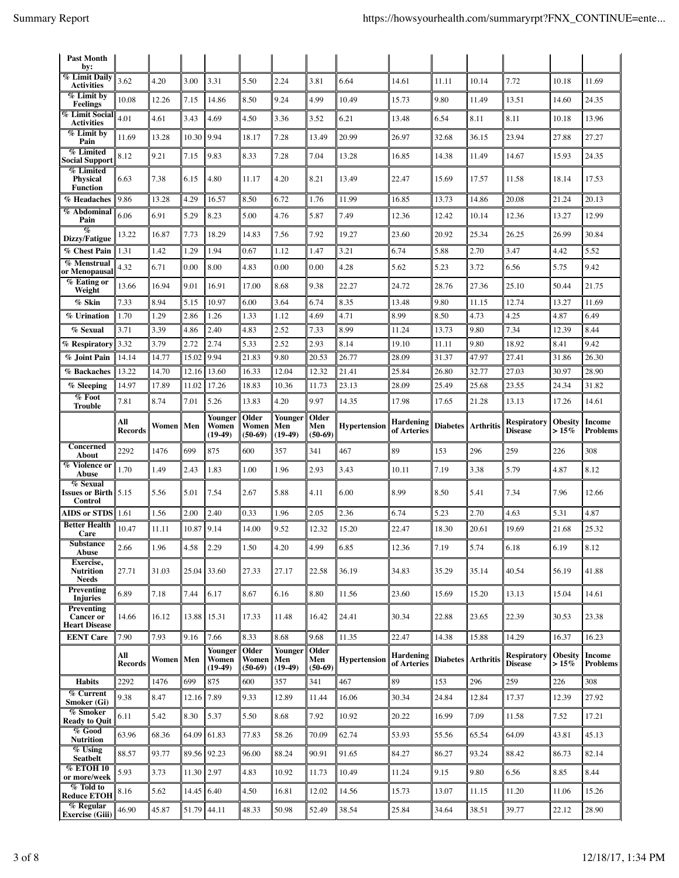| Past Month by: | | | | | | | | | | | | | | |
|---|---|---|---|---|---|---|---|---|---|---|---|---|---|---|
| % Limit Daily Activities | 3.62 | 4.20 | 3.00 | 3.31 | 5.50 | 2.24 | 3.81 | 6.64 | 14.61 | 11.11 | 10.14 | 7.72 | 10.18 | 11.69 |
| % Limit by Feelings | 10.08 | 12.26 | 7.15 | 14.86 | 8.50 | 9.24 | 4.99 | 10.49 | 15.73 | 9.80 | 11.49 | 13.51 | 14.60 | 24.35 |
| % Limit Social Activities | 4.01 | 4.61 | 3.43 | 4.69 | 4.50 | 3.36 | 3.52 | 6.21 | 13.48 | 6.54 | 8.11 | 8.11 | 10.18 | 13.96 |
| % Limit by Pain | 11.69 | 13.28 | 10.30 | 9.94 | 18.17 | 7.28 | 13.49 | 20.99 | 26.97 | 32.68 | 36.15 | 23.94 | 27.88 | 27.27 |
| % Limited Social Support | 8.12 | 9.21 | 7.15 | 9.83 | 8.33 | 7.28 | 7.04 | 13.28 | 16.85 | 14.38 | 11.49 | 14.67 | 15.93 | 24.35 |
| % Limited Physical Function | 6.63 | 7.38 | 6.15 | 4.80 | 11.17 | 4.20 | 8.21 | 13.49 | 22.47 | 15.69 | 17.57 | 11.58 | 18.14 | 17.53 |
| % Headaches | 9.86 | 13.28 | 4.29 | 16.57 | 8.50 | 6.72 | 1.76 | 11.99 | 16.85 | 13.73 | 14.86 | 20.08 | 21.24 | 20.13 |
| % Abdominal Pain | 6.06 | 6.91 | 5.29 | 8.23 | 5.00 | 4.76 | 5.87 | 7.49 | 12.36 | 12.42 | 10.14 | 12.36 | 13.27 | 12.99 |
| % Dizzy/Fatigue | 13.22 | 16.87 | 7.73 | 18.29 | 14.83 | 7.56 | 7.92 | 19.27 | 23.60 | 20.92 | 25.34 | 26.25 | 26.99 | 30.84 |
| % Chest Pain | 1.31 | 1.42 | 1.29 | 1.94 | 0.67 | 1.12 | 1.47 | 3.21 | 6.74 | 5.88 | 2.70 | 3.47 | 4.42 | 5.52 |
| % Menstrual or Menopausal | 4.32 | 6.71 | 0.00 | 8.00 | 4.83 | 0.00 | 0.00 | 4.28 | 5.62 | 5.23 | 3.72 | 6.56 | 5.75 | 9.42 |
| % Eating or Weight | 13.66 | 16.94 | 9.01 | 16.91 | 17.00 | 8.68 | 9.38 | 22.27 | 24.72 | 28.76 | 27.36 | 25.10 | 50.44 | 21.75 |
| % Skin | 7.33 | 8.94 | 5.15 | 10.97 | 6.00 | 3.64 | 6.74 | 8.35 | 13.48 | 9.80 | 11.15 | 12.74 | 13.27 | 11.69 |
| % Urination | 1.70 | 1.29 | 2.86 | 1.26 | 1.33 | 1.12 | 4.69 | 4.71 | 8.99 | 8.50 | 4.73 | 4.25 | 4.87 | 6.49 |
| % Sexual | 3.71 | 3.39 | 4.86 | 2.40 | 4.83 | 2.52 | 7.33 | 8.99 | 11.24 | 13.73 | 9.80 | 7.34 | 12.39 | 8.44 |
| % Respiratory | 3.32 | 3.79 | 2.72 | 2.74 | 5.33 | 2.52 | 2.93 | 8.14 | 19.10 | 11.11 | 9.80 | 18.92 | 8.41 | 9.42 |
| % Joint Pain | 14.14 | 14.77 | 15.02 | 9.94 | 21.83 | 9.80 | 20.53 | 26.77 | 28.09 | 31.37 | 47.97 | 27.41 | 31.86 | 26.30 |
| % Backaches | 13.22 | 14.70 | 12.16 | 13.60 | 16.33 | 12.04 | 12.32 | 21.41 | 25.84 | 26.80 | 32.77 | 27.03 | 30.97 | 28.90 |
| % Sleeping | 14.97 | 17.89 | 11.02 | 17.26 | 18.83 | 10.36 | 11.73 | 23.13 | 28.09 | 25.49 | 25.68 | 23.55 | 24.34 | 31.82 |
| % Foot Trouble | 7.81 | 8.74 | 7.01 | 5.26 | 13.83 | 4.20 | 9.97 | 14.35 | 17.98 | 17.65 | 21.28 | 13.13 | 17.26 | 14.61 |
| | **All Records** | **Women** | **Men** | **Younger Women (19-49)** | **Older Women (50-69)** | **Younger Men (19-49)** | **Older Men (50-69)** | **Hypertension** | **Hardening of Arteries** | **Diabetes** | **Arthritis** | **Respiratory Disease** | **Obesity > 15%** | **Income Problems** |
| **Concerned About** | 2292 | 1476 | 699 | 875 | 600 | 357 | 341 | 467 | 89 | 153 | 296 | 259 | 226 | 308 |
| % Violence or Abuse | 1.70 | 1.49 | 2.43 | 1.83 | 1.00 | 1.96 | 2.93 | 3.43 | 10.11 | 7.19 | 3.38 | 5.79 | 4.87 | 8.12 |
| % Sexual Issues or Birth Control | 5.15 | 5.56 | 5.01 | 7.54 | 2.67 | 5.88 | 4.11 | 6.00 | 8.99 | 8.50 | 5.41 | 7.34 | 7.96 | 12.66 |
| AIDS or STDS | 1.61 | 1.56 | 2.00 | 2.40 | 0.33 | 1.96 | 2.05 | 2.36 | 6.74 | 5.23 | 2.70 | 4.63 | 5.31 | 4.87 |
| Better Health Care | 10.47 | 11.11 | 10.87 | 9.14 | 14.00 | 9.52 | 12.32 | 15.20 | 22.47 | 18.30 | 20.61 | 19.69 | 21.68 | 25.32 |
| Substance Abuse | 2.66 | 1.96 | 4.58 | 2.29 | 1.50 | 4.20 | 4.99 | 6.85 | 12.36 | 7.19 | 5.74 | 6.18 | 6.19 | 8.12 |
| Exercise, Nutrition Needs | 27.71 | 31.03 | 25.04 | 33.60 | 27.33 | 27.17 | 22.58 | 36.19 | 34.83 | 35.29 | 35.14 | 40.54 | 56.19 | 41.88 |
| Preventing Injuries | 6.89 | 7.18 | 7.44 | 6.17 | 8.67 | 6.16 | 8.80 | 11.56 | 23.60 | 15.69 | 15.20 | 13.13 | 15.04 | 14.61 |
| Preventing Cancer or Heart Disease | 14.66 | 16.12 | 13.88 | 15.31 | 17.33 | 11.48 | 16.42 | 24.41 | 30.34 | 22.88 | 23.65 | 22.39 | 30.53 | 23.38 |
| EENT Care | 7.90 | 7.93 | 9.16 | 7.66 | 8.33 | 8.68 | 9.68 | 11.35 | 22.47 | 14.38 | 15.88 | 14.29 | 16.37 | 16.23 |
| | **All Records** | **Women** | **Men** | **Younger Women (19-49)** | **Older Women (50-69)** | **Younger Men (19-49)** | **Older Men (50-69)** | **Hypertension** | **Hardening of Arteries** | **Diabetes** | **Arthritis** | **Respiratory Disease** | **Obesity > 15%** | **Income Problems** |
| **Habits** | 2292 | 1476 | 699 | 875 | 600 | 357 | 341 | 467 | 89 | 153 | 296 | 259 | 226 | 308 |
| % Current Smoker (Gi) | 9.38 | 8.47 | 12.16 | 7.89 | 9.33 | 12.89 | 11.44 | 16.06 | 30.34 | 24.84 | 12.84 | 17.37 | 12.39 | 27.92 |
| % Smoker Ready to Quit | 6.11 | 5.42 | 8.30 | 5.37 | 5.50 | 8.68 | 7.92 | 10.92 | 20.22 | 16.99 | 7.09 | 11.58 | 7.52 | 17.21 |
| % Good Nutrition | 63.96 | 68.36 | 64.09 | 61.83 | 77.83 | 58.26 | 70.09 | 62.74 | 53.93 | 55.56 | 65.54 | 64.09 | 43.81 | 45.13 |
| % Using Seatbelt | 88.57 | 93.77 | 89.56 | 92.23 | 96.00 | 88.24 | 90.91 | 91.65 | 84.27 | 86.27 | 93.24 | 88.42 | 86.73 | 82.14 |
| % ETOH 10 or more/week | 5.93 | 3.73 | 11.30 | 2.97 | 4.83 | 10.92 | 11.73 | 10.49 | 11.24 | 9.15 | 9.80 | 6.56 | 8.85 | 8.44 |
| % Told to Reduce ETOH | 8.16 | 5.62 | 14.45 | 6.40 | 4.50 | 16.81 | 12.02 | 14.56 | 15.73 | 13.07 | 11.15 | 11.20 | 11.06 | 15.26 |
| % Regular Exercise (Giii) | 46.90 | 45.87 | 51.79 | 44.11 | 48.33 | 50.98 | 52.49 | 38.54 | 25.84 | 34.64 | 38.51 | 39.77 | 22.12 | 28.90 |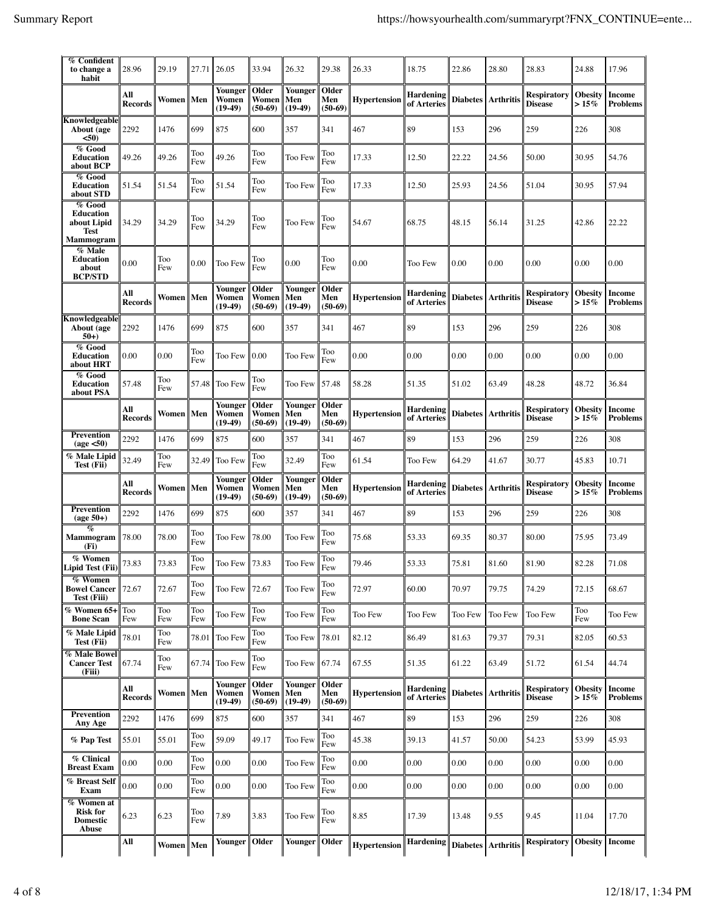| % Confident to change a habit | 28.96 | 29.19 | 27.71 | 26.05 | 33.94 | 26.32 | 29.38 | 26.33 | 18.75 | 22.86 | 28.80 | 28.83 | 24.88 | 17.96 |
|---|---|---|---|---|---|---|---|---|---|---|---|---|---|---|
| | **All Records** | **Women** | **Men** | **Younger Women (19-49)** | **Older Women (50-69)** | **Younger Men (19-49)** | **Older Men (50-69)** | **Hypertension** | **Hardening of Arteries** | **Diabetes** | **Arthritis** | **Respiratory Disease** | **Obesity > 15%** | **Income Problems** |
| **Knowledgeable About (age <50)** | 2292 | 1476 | 699 | 875 | 600 | 357 | 341 | 467 | 89 | 153 | 296 | 259 | 226 | 308 |
| **% Good Education about BCP** | 49.26 | 49.26 | Too Few | 49.26 | Too Few | Too Few | Too Few | 17.33 | 12.50 | 22.22 | 24.56 | 50.00 | 30.95 | 54.76 |
| **% Good Education about STD** | 51.54 | 51.54 | Too Few | 51.54 | Too Few | Too Few | Too Few | 17.33 | 12.50 | 25.93 | 24.56 | 51.04 | 30.95 | 57.94 |
| **% Good Education about Lipid Test Mammogram** | 34.29 | 34.29 | Too Few | 34.29 | Too Few | Too Few | Too Few | 54.67 | 68.75 | 48.15 | 56.14 | 31.25 | 42.86 | 22.22 |
| **% Male Education about BCP/STD** | 0.00 | Too Few | 0.00 | Too Few | Too Few | 0.00 | Too Few | 0.00 | Too Few | 0.00 | 0.00 | 0.00 | 0.00 | 0.00 |
| | **All Records** | **Women** | **Men** | **Younger Women (19-49)** | **Older Women (50-69)** | **Younger Men (19-49)** | **Older Men (50-69)** | **Hypertension** | **Hardening of Arteries** | **Diabetes** | **Arthritis** | **Respiratory Disease** | **Obesity > 15%** | **Income Problems** |
| **Knowledgeable About (age 50+)** | 2292 | 1476 | 699 | 875 | 600 | 357 | 341 | 467 | 89 | 153 | 296 | 259 | 226 | 308 |
| **% Good Education about HRT** | 0.00 | 0.00 | Too Few | Too Few | 0.00 | Too Few | Too Few | 0.00 | 0.00 | 0.00 | 0.00 | 0.00 | 0.00 | 0.00 |
| **% Good Education about PSA** | 57.48 | Too Few | 57.48 | Too Few | Too Few | Too Few | 57.48 | 58.28 | 51.35 | 51.02 | 63.49 | 48.28 | 48.72 | 36.84 |
| | **All Records** | **Women** | **Men** | **Younger Women (19-49)** | **Older Women (50-69)** | **Younger Men (19-49)** | **Older Men (50-69)** | **Hypertension** | **Hardening of Arteries** | **Diabetes** | **Arthritis** | **Respiratory Disease** | **Obesity > 15%** | **Income Problems** |
| **Prevention (age <50)** | 2292 | 1476 | 699 | 875 | 600 | 357 | 341 | 467 | 89 | 153 | 296 | 259 | 226 | 308 |
| **% Male Lipid Test (Fii)** | 32.49 | Too Few | 32.49 | Too Few | Too Few | 32.49 | Too Few | 61.54 | Too Few | 64.29 | 41.67 | 30.77 | 45.83 | 10.71 |
| | **All Records** | **Women** | **Men** | **Younger Women (19-49)** | **Older Women (50-69)** | **Younger Men (19-49)** | **Older Men (50-69)** | **Hypertension** | **Hardening of Arteries** | **Diabetes** | **Arthritis** | **Respiratory Disease** | **Obesity > 15%** | **Income Problems** |
| **Prevention (age 50+)** | 2292 | 1476 | 699 | 875 | 600 | 357 | 341 | 467 | 89 | 153 | 296 | 259 | 226 | 308 |
| **% Mammogram (Fi)** | 78.00 | 78.00 | Too Few | Too Few | 78.00 | Too Few | Too Few | 75.68 | 53.33 | 69.35 | 80.37 | 80.00 | 75.95 | 73.49 |
| **% Women Lipid Test (Fii)** | 73.83 | 73.83 | Too Few | Too Few | 73.83 | Too Few | Too Few | 79.46 | 53.33 | 75.81 | 81.60 | 81.90 | 82.28 | 71.08 |
| **% Women Bowel Cancer Test (Fiii)** | 72.67 | 72.67 | Too Few | Too Few | 72.67 | Too Few | Too Few | 72.97 | 60.00 | 70.97 | 79.75 | 74.29 | 72.15 | 68.67 |
| **% Women 65+ Bone Scan** | Too Few | Too Few | Too Few | Too Few | Too Few | Too Few | Too Few | Too Few | Too Few | Too Few | Too Few | Too Few | Too Few | Too Few |
| **% Male Lipid Test (Fii)** | 78.01 | Too Few | 78.01 | Too Few | Too Few | Too Few | 78.01 | 82.12 | 86.49 | 81.63 | 79.37 | 79.31 | 82.05 | 60.53 |
| **% Male Bowel Cancer Test (Fiii)** | 67.74 | Too Few | 67.74 | Too Few | Too Few | Too Few | 67.74 | 67.55 | 51.35 | 61.22 | 63.49 | 51.72 | 61.54 | 44.74 |
| | **All Records** | **Women** | **Men** | **Younger Women (19-49)** | **Older Women (50-69)** | **Younger Men (19-49)** | **Older Men (50-69)** | **Hypertension** | **Hardening of Arteries** | **Diabetes** | **Arthritis** | **Respiratory Disease** | **Obesity > 15%** | **Income Problems** |
| **Prevention Any Age** | 2292 | 1476 | 699 | 875 | 600 | 357 | 341 | 467 | 89 | 153 | 296 | 259 | 226 | 308 |
| **% Pap Test** | 55.01 | 55.01 | Too Few | 59.09 | 49.17 | Too Few | Too Few | 45.38 | 39.13 | 41.57 | 50.00 | 54.23 | 53.99 | 45.93 |
| **% Clinical Breast Exam** | 0.00 | 0.00 | Too Few | 0.00 | 0.00 | Too Few | Too Few | 0.00 | 0.00 | 0.00 | 0.00 | 0.00 | 0.00 | 0.00 |
| **% Breast Self Exam** | 0.00 | 0.00 | Too Few | 0.00 | 0.00 | Too Few | Too Few | 0.00 | 0.00 | 0.00 | 0.00 | 0.00 | 0.00 | 0.00 |
| **% Women at Risk for Domestic Abuse** | 6.23 | 6.23 | Too Few | 7.89 | 3.83 | Too Few | Too Few | 8.85 | 17.39 | 13.48 | 9.55 | 9.45 | 11.04 | 17.70 |
| | **All** | **Women** | **Men** | **Younger** | **Older** | **Younger** | **Older** | **Hypertension** | **Hardening** | **Diabetes** | **Arthritis** | **Respiratory** | **Obesity** | **Income** |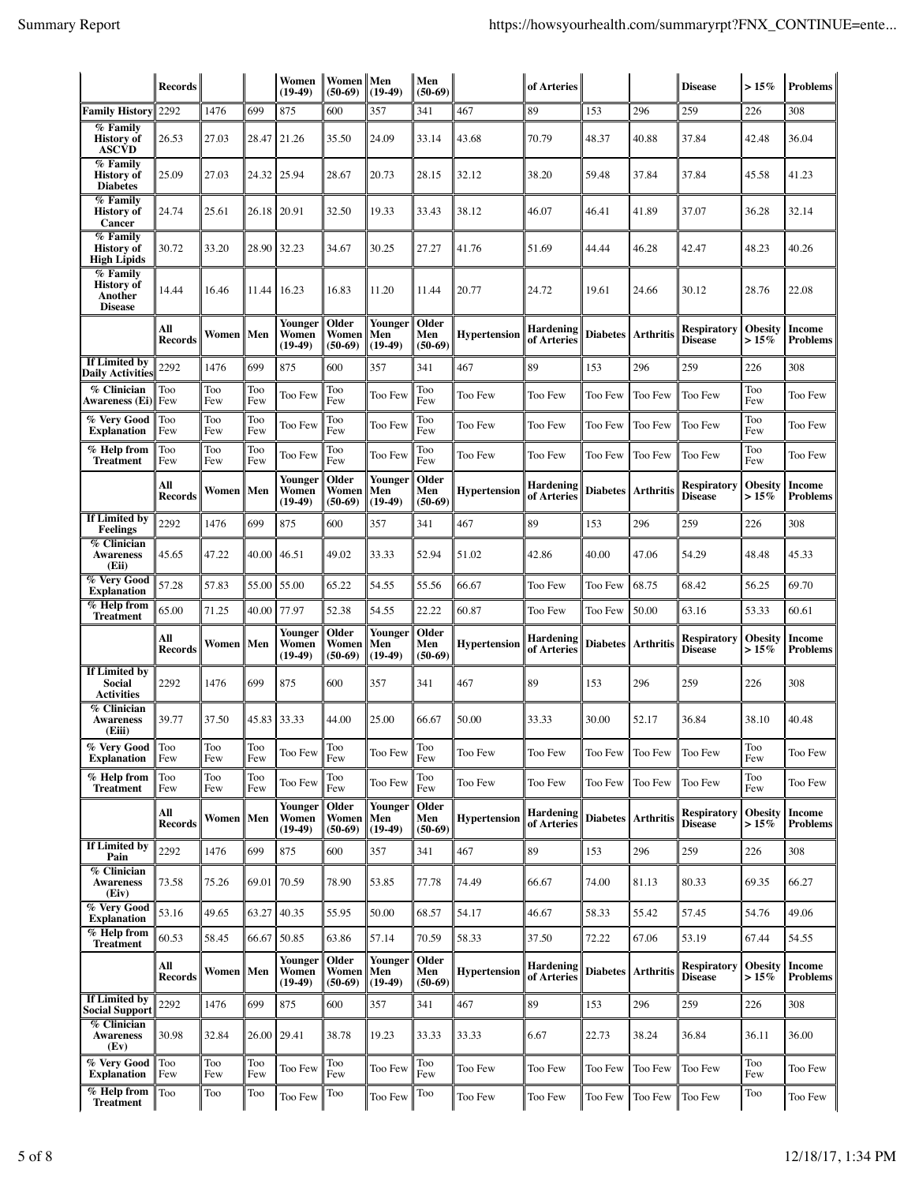| | Records | | | Women (19-49) | Women (50-69) | Men (19-49) | Men (50-69) | | of Arteries | | | Disease | > 15% | Problems |
|---|---|---|---|---|---|---|---|---|---|---|---|---|---|---|
| **Family History** | 2292 | 1476 | 699 | 875 | 600 | 357 | 341 | 467 | 89 | 153 | 296 | 259 | 226 | 308 |
| **% Family History of ASCVD** | 26.53 | 27.03 | 28.47 | 21.26 | 35.50 | 24.09 | 33.14 | 43.68 | 70.79 | 48.37 | 40.88 | 37.84 | 42.48 | 36.04 |
| **% Family History of Diabetes** | 25.09 | 27.03 | 24.32 | 25.94 | 28.67 | 20.73 | 28.15 | 32.12 | 38.20 | 59.48 | 37.84 | 37.84 | 45.58 | 41.23 |
| **% Family History of Cancer** | 24.74 | 25.61 | 26.18 | 20.91 | 32.50 | 19.33 | 33.43 | 38.12 | 46.07 | 46.41 | 41.89 | 37.07 | 36.28 | 32.14 |
| **% Family History of High Lipids** | 30.72 | 33.20 | 28.90 | 32.23 | 34.67 | 30.25 | 27.27 | 41.76 | 51.69 | 44.44 | 46.28 | 42.47 | 48.23 | 40.26 |
| **% Family History of Another Disease** | 14.44 | 16.46 | 11.44 | 16.23 | 16.83 | 11.20 | 11.44 | 20.77 | 24.72 | 19.61 | 24.66 | 30.12 | 28.76 | 22.08 |
| | **All Records** | **Women** | **Men** | **Younger Women (19-49)** | **Older Women (50-69)** | **Younger Men (19-49)** | **Older Men (50-69)** | **Hypertension** | **Hardening of Arteries** | **Diabetes** | **Arthritis** | **Respiratory Disease** | **Obesity > 15%** | **Income Problems** |
| **If Limited by Daily Activities** | 2292 | 1476 | 699 | 875 | 600 | 357 | 341 | 467 | 89 | 153 | 296 | 259 | 226 | 308 |
| **% Clinician Awareness (Ei)** | Too Few | Too Few | Too Few | Too Few | Too Few | Too Few | Too Few | Too Few | Too Few | Too Few | Too Few | Too Few | Too Few | Too Few |
| **% Very Good Explanation** | Too Few | Too Few | Too Few | Too Few | Too Few | Too Few | Too Few | Too Few | Too Few | Too Few | Too Few | Too Few | Too Few | Too Few |
| **% Help from Treatment** | Too Few | Too Few | Too Few | Too Few | Too Few | Too Few | Too Few | Too Few | Too Few | Too Few | Too Few | Too Few | Too Few | Too Few |
| | **All Records** | **Women** | **Men** | **Younger Women (19-49)** | **Older Women (50-69)** | **Younger Men (19-49)** | **Older Men (50-69)** | **Hypertension** | **Hardening of Arteries** | **Diabetes** | **Arthritis** | **Respiratory Disease** | **Obesity > 15%** | **Income Problems** |
| **If Limited by Feelings** | 2292 | 1476 | 699 | 875 | 600 | 357 | 341 | 467 | 89 | 153 | 296 | 259 | 226 | 308 |
| **% Clinician Awareness (Eii)** | 45.65 | 47.22 | 40.00 | 46.51 | 49.02 | 33.33 | 52.94 | 51.02 | 42.86 | 40.00 | 47.06 | 54.29 | 48.48 | 45.33 |
| **% Very Good Explanation** | 57.28 | 57.83 | 55.00 | 55.00 | 65.22 | 54.55 | 55.56 | 66.67 | Too Few | Too Few | 68.75 | 68.42 | 56.25 | 69.70 |
| **% Help from Treatment** | 65.00 | 71.25 | 40.00 | 77.97 | 52.38 | 54.55 | 22.22 | 60.87 | Too Few | Too Few | 50.00 | 63.16 | 53.33 | 60.61 |
| | **All Records** | **Women** | **Men** | **Younger Women (19-49)** | **Older Women (50-69)** | **Younger Men (19-49)** | **Older Men (50-69)** | **Hypertension** | **Hardening of Arteries** | **Diabetes** | **Arthritis** | **Respiratory Disease** | **Obesity > 15%** | **Income Problems** |
| **If Limited by Social Activities** | 2292 | 1476 | 699 | 875 | 600 | 357 | 341 | 467 | 89 | 153 | 296 | 259 | 226 | 308 |
| **% Clinician Awareness (Eiii)** | 39.77 | 37.50 | 45.83 | 33.33 | 44.00 | 25.00 | 66.67 | 50.00 | 33.33 | 30.00 | 52.17 | 36.84 | 38.10 | 40.48 |
| **% Very Good Explanation** | Too Few | Too Few | Too Few | Too Few | Too Few | Too Few | Too Few | Too Few | Too Few | Too Few | Too Few | Too Few | Too Few | Too Few |
| **% Help from Treatment** | Too Few | Too Few | Too Few | Too Few | Too Few | Too Few | Too Few | Too Few | Too Few | Too Few | Too Few | Too Few | Too Few | Too Few |
| | **All Records** | **Women** | **Men** | **Younger Women (19-49)** | **Older Women (50-69)** | **Younger Men (19-49)** | **Older Men (50-69)** | **Hypertension** | **Hardening of Arteries** | **Diabetes** | **Arthritis** | **Respiratory Disease** | **Obesity > 15%** | **Income Problems** |
| **If Limited by Pain** | 2292 | 1476 | 699 | 875 | 600 | 357 | 341 | 467 | 89 | 153 | 296 | 259 | 226 | 308 |
| **% Clinician Awareness (Eiv)** | 73.58 | 75.26 | 69.01 | 70.59 | 78.90 | 53.85 | 77.78 | 74.49 | 66.67 | 74.00 | 81.13 | 80.33 | 69.35 | 66.27 |
| **% Very Good Explanation** | 53.16 | 49.65 | 63.27 | 40.35 | 55.95 | 50.00 | 68.57 | 54.17 | 46.67 | 58.33 | 55.42 | 57.45 | 54.76 | 49.06 |
| **% Help from Treatment** | 60.53 | 58.45 | 66.67 | 50.85 | 63.86 | 57.14 | 70.59 | 58.33 | 37.50 | 72.22 | 67.06 | 53.19 | 67.44 | 54.55 |
| | **All Records** | **Women** | **Men** | **Younger Women (19-49)** | **Older Women (50-69)** | **Younger Men (19-49)** | **Older Men (50-69)** | **Hypertension** | **Hardening of Arteries** | **Diabetes** | **Arthritis** | **Respiratory Disease** | **Obesity > 15%** | **Income Problems** |
| **If Limited by Social Support** | 2292 | 1476 | 699 | 875 | 600 | 357 | 341 | 467 | 89 | 153 | 296 | 259 | 226 | 308 |
| **% Clinician Awareness (Ev)** | 30.98 | 32.84 | 26.00 | 29.41 | 38.78 | 19.23 | 33.33 | 33.33 | 6.67 | 22.73 | 38.24 | 36.84 | 36.11 | 36.00 |
| **% Very Good Explanation** | Too Few | Too Few | Too Few | Too Few | Too Few | Too Few | Too Few | Too Few | Too Few | Too Few | Too Few | Too Few | Too Few | Too Few |
| **% Help from Treatment** | Too | Too | Too | Too Few | Too | Too Few | Too | Too Few | Too Few | Too Few | Too Few | Too Few | Too | Too Few |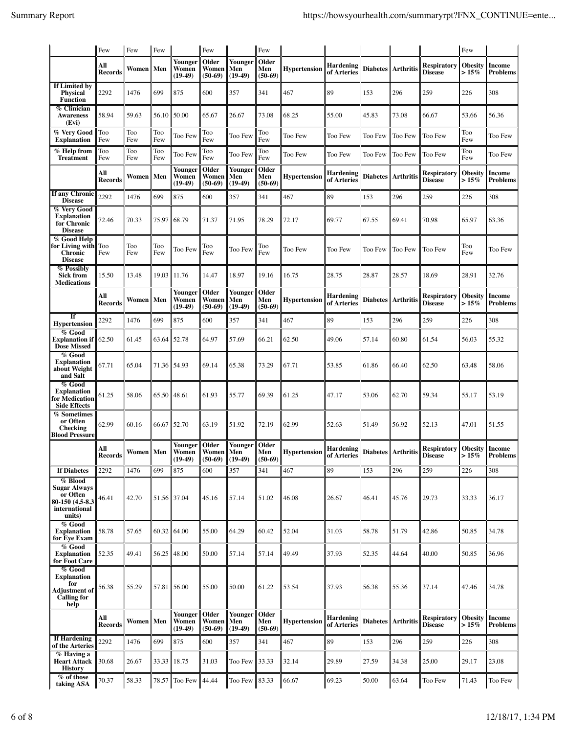| | Few | Few | Few | | Few | | Few | | | | | | Few | |
|---|---|---|---|---|---|---|---|---|---|---|---|---|---|---|
| | **All Records** | **Women** | **Men** | **Younger Women (19-49)** | **Older Women (50-69)** | **Younger Men (19-49)** | **Older Men (50-69)** | **Hypertension** | **Hardening of Arteries** | **Diabetes** | **Arthritis** | **Respiratory Disease** | **Obesity > 15%** | **Income Problems** |
| **If Limited by Physical Function** | 2292 | 1476 | 699 | 875 | 600 | 357 | 341 | 467 | 89 | 153 | 296 | 259 | 226 | 308 |
| **% Clinician Awareness (Evi)** | 58.94 | 59.63 | 56.10 | 50.00 | 65.67 | 26.67 | 73.08 | 68.25 | 55.00 | 45.83 | 73.08 | 66.67 | 53.66 | 56.36 |
| **% Very Good Explanation** | Too Few | Too Few | Too Few | Too Few | Too Few | Too Few | Too Few | Too Few | Too Few | Too Few | Too Few | Too Few | Too Few | Too Few |
| **% Help from Treatment** | Too Few | Too Few | Too Few | Too Few | Too Few | Too Few | Too Few | Too Few | Too Few | Too Few | Too Few | Too Few | Too Few | Too Few |
| | **All Records** | **Women** | **Men** | **Younger Women (19-49)** | **Older Women (50-69)** | **Younger Men (19-49)** | **Older Men (50-69)** | **Hypertension** | **Hardening of Arteries** | **Diabetes** | **Arthritis** | **Respiratory Disease** | **Obesity > 15%** | **Income Problems** |
| **If any Chronic Disease** | 2292 | 1476 | 699 | 875 | 600 | 357 | 341 | 467 | 89 | 153 | 296 | 259 | 226 | 308 |
| **% Very Good Explanation for Chronic Disease** | 72.46 | 70.33 | 75.97 | 68.79 | 71.37 | 71.95 | 78.29 | 72.17 | 69.77 | 67.55 | 69.41 | 70.98 | 65.97 | 63.36 |
| **% Good Help for Living with Chronic Disease** | Too Few | Too Few | Too Few | Too Few | Too Few | Too Few | Too Few | Too Few | Too Few | Too Few | Too Few | Too Few | Too Few | Too Few |
| **% Possibly Sick from Medications** | 15.50 | 13.48 | 19.03 | 11.76 | 14.47 | 18.97 | 19.16 | 16.75 | 28.75 | 28.87 | 28.57 | 18.69 | 28.91 | 32.76 |
| | **All Records** | **Women** | **Men** | **Younger Women (19-49)** | **Older Women (50-69)** | **Younger Men (19-49)** | **Older Men (50-69)** | **Hypertension** | **Hardening of Arteries** | **Diabetes** | **Arthritis** | **Respiratory Disease** | **Obesity > 15%** | **Income Problems** |
| **If Hypertension** | 2292 | 1476 | 699 | 875 | 600 | 357 | 341 | 467 | 89 | 153 | 296 | 259 | 226 | 308 |
| **% Good Explanation if Dose Missed** | 62.50 | 61.45 | 63.64 | 52.78 | 64.97 | 57.69 | 66.21 | 62.50 | 49.06 | 57.14 | 60.80 | 61.54 | 56.03 | 55.32 |
| **% Good Explanation about Weight and Salt** | 67.71 | 65.04 | 71.36 | 54.93 | 69.14 | 65.38 | 73.29 | 67.71 | 53.85 | 61.86 | 66.40 | 62.50 | 63.48 | 58.06 |
| **% Good Explanation for Medication Side Effects** | 61.25 | 58.06 | 65.50 | 48.61 | 61.93 | 55.77 | 69.39 | 61.25 | 47.17 | 53.06 | 62.70 | 59.34 | 55.17 | 53.19 |
| **% Sometimes or Often Checking Blood Pressure** | 62.99 | 60.16 | 66.67 | 52.70 | 63.19 | 51.92 | 72.19 | 62.99 | 52.63 | 51.49 | 56.92 | 52.13 | 47.01 | 51.55 |
| | **All Records** | **Women** | **Men** | **Younger Women (19-49)** | **Older Women (50-69)** | **Younger Men (19-49)** | **Older Men (50-69)** | **Hypertension** | **Hardening of Arteries** | **Diabetes** | **Arthritis** | **Respiratory Disease** | **Obesity > 15%** | **Income Problems** |
| **If Diabetes** | 2292 | 1476 | 699 | 875 | 600 | 357 | 341 | 467 | 89 | 153 | 296 | 259 | 226 | 308 |
| **% Blood Sugar Always or Often 80-150 (4.5-8.3 international units)** | 46.41 | 42.70 | 51.56 | 37.04 | 45.16 | 57.14 | 51.02 | 46.08 | 26.67 | 46.41 | 45.76 | 29.73 | 33.33 | 36.17 |
| **% Good Explanation for Eye Exam** | 58.78 | 57.65 | 60.32 | 64.00 | 55.00 | 64.29 | 60.42 | 52.04 | 31.03 | 58.78 | 51.79 | 42.86 | 50.85 | 34.78 |
| **% Good Explanation for Foot Care** | 52.35 | 49.41 | 56.25 | 48.00 | 50.00 | 57.14 | 57.14 | 49.49 | 37.93 | 52.35 | 44.64 | 40.00 | 50.85 | 36.96 |
| **% Good Explanation for Adjustment of Calling for help** | 56.38 | 55.29 | 57.81 | 56.00 | 55.00 | 50.00 | 61.22 | 53.54 | 37.93 | 56.38 | 55.36 | 37.14 | 47.46 | 34.78 |
| | **All Records** | **Women** | **Men** | **Younger Women (19-49)** | **Older Women (50-69)** | **Younger Men (19-49)** | **Older Men (50-69)** | **Hypertension** | **Hardening of Arteries** | **Diabetes** | **Arthritis** | **Respiratory Disease** | **Obesity > 15%** | **Income Problems** |
| **If Hardening of the Arteries** | 2292 | 1476 | 699 | 875 | 600 | 357 | 341 | 467 | 89 | 153 | 296 | 259 | 226 | 308 |
| **% Having a Heart Attack History** | 30.68 | 26.67 | 33.33 | 18.75 | 31.03 | Too Few | 33.33 | 32.14 | 29.89 | 27.59 | 34.38 | 25.00 | 29.17 | 23.08 |
| **% of those taking ASA** | 70.37 | 58.33 | 78.57 | Too Few | 44.44 | Too Few | 83.33 | 66.67 | 69.23 | 50.00 | 63.64 | Too Few | 71.43 | Too Few |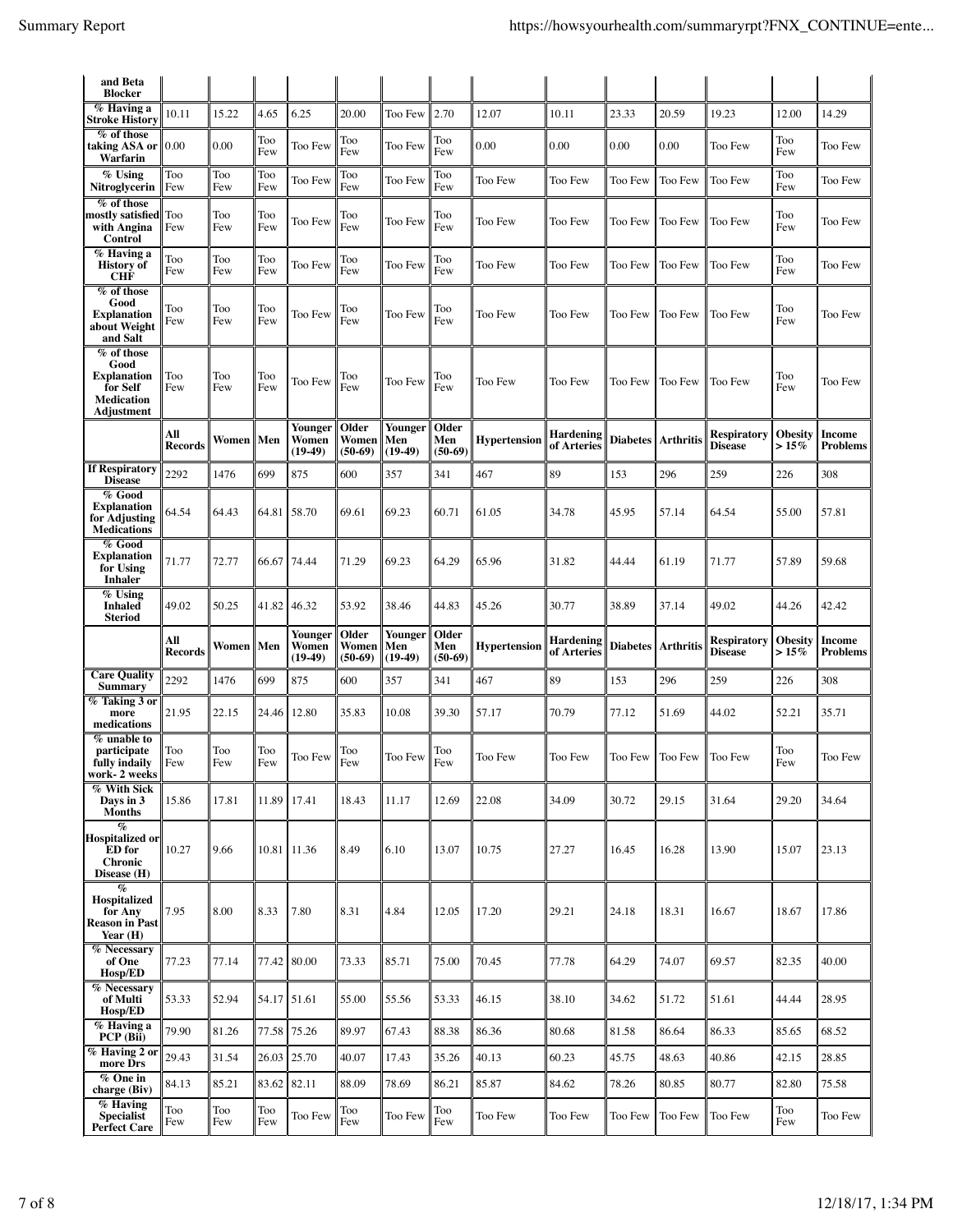| and Beta Blocker | | | | | | | | | | | | | | |
|---|---|---|---|---|---|---|---|---|---|---|---|---|---|---|
| % Having a Stroke History | 10.11 | 15.22 | 4.65 | 6.25 | 20.00 | Too Few | 2.70 | 12.07 | 10.11 | 23.33 | 20.59 | 19.23 | 12.00 | 14.29 |
| % of those taking ASA or Warfarin | 0.00 | 0.00 | Too Few | Too Few | Too Few | Too Few | Too Few | 0.00 | 0.00 | 0.00 | 0.00 | Too Few | Too Few | Too Few |
| % Using Nitroglycerin | Too Few | Too Few | Too Few | Too Few | Too Few | Too Few | Too Few | Too Few | Too Few | Too Few | Too Few | Too Few | Too Few | Too Few |
| % of those mostly satisfied with Angina Control | Too Few | Too Few | Too Few | Too Few | Too Few | Too Few | Too Few | Too Few | Too Few | Too Few | Too Few | Too Few | Too Few | Too Few |
| % Having a History of CHF | Too Few | Too Few | Too Few | Too Few | Too Few | Too Few | Too Few | Too Few | Too Few | Too Few | Too Few | Too Few | Too Few | Too Few |
| % of those Good Explanation about Weight and Salt | Too Few | Too Few | Too Few | Too Few | Too Few | Too Few | Too Few | Too Few | Too Few | Too Few | Too Few | Too Few | Too Few | Too Few |
| % of those Good Explanation for Self Medication Adjustment | Too Few | Too Few | Too Few | Too Few | Too Few | Too Few | Too Few | Too Few | Too Few | Too Few | Too Few | Too Few | Too Few | Too Few |

| | All Records | Women | Men | Younger Women (19-49) | Older Women (50-69) | Younger Men (19-49) | Older Men (50-69) | Hypertension | Hardening of Arteries | Diabetes | Arthritis | Respiratory Disease | Obesity > 15% | Income Problems |
|---|---|---|---|---|---|---|---|---|---|---|---|---|---|---|
| **If Respiratory Disease** | 2292 | 1476 | 699 | 875 | 600 | 357 | 341 | 467 | 89 | 153 | 296 | 259 | 226 | 308 |
| % Good Explanation for Adjusting Medications | 64.54 | 64.43 | 64.81 | 58.70 | 69.61 | 69.23 | 60.71 | 61.05 | 34.78 | 45.95 | 57.14 | 64.54 | 55.00 | 57.81 |
| % Good Explanation for Using Inhaler | 71.77 | 72.77 | 66.67 | 74.44 | 71.29 | 69.23 | 64.29 | 65.96 | 31.82 | 44.44 | 61.19 | 71.77 | 57.89 | 59.68 |
| % Using Inhaled Steriod | 49.02 | 50.25 | 41.82 | 46.32 | 53.92 | 38.46 | 44.83 | 45.26 | 30.77 | 38.89 | 37.14 | 49.02 | 44.26 | 42.42 |

| | All Records | Women | Men | Younger Women (19-49) | Older Women (50-69) | Younger Men (19-49) | Older Men (50-69) | Hypertension | Hardening of Arteries | Diabetes | Arthritis | Respiratory Disease | Obesity > 15% | Income Problems |
|---|---|---|---|---|---|---|---|---|---|---|---|---|---|---|
| **Care Quality Summary** | 2292 | 1476 | 699 | 875 | 600 | 357 | 341 | 467 | 89 | 153 | 296 | 259 | 226 | 308 |
| % Taking 3 or more medications | 21.95 | 22.15 | 24.46 | 12.80 | 35.83 | 10.08 | 39.30 | 57.17 | 70.79 | 77.12 | 51.69 | 44.02 | 52.21 | 35.71 |
| % unable to participate fully indaily work- 2 weeks | Too Few | Too Few | Too Few | Too Few | Too Few | Too Few | Too Few | Too Few | Too Few | Too Few | Too Few | Too Few | Too Few | Too Few |
| % With Sick Days in 3 Months | 15.86 | 17.81 | 11.89 | 17.41 | 18.43 | 11.17 | 12.69 | 22.08 | 34.09 | 30.72 | 29.15 | 31.64 | 29.20 | 34.64 |
| % Hospitalized or ED for Chronic Disease (H) | 10.27 | 9.66 | 10.81 | 11.36 | 8.49 | 6.10 | 13.07 | 10.75 | 27.27 | 16.45 | 16.28 | 13.90 | 15.07 | 23.13 |
| % Hospitalized for Any Reason in Past Year (H) | 7.95 | 8.00 | 8.33 | 7.80 | 8.31 | 4.84 | 12.05 | 17.20 | 29.21 | 24.18 | 18.31 | 16.67 | 18.67 | 17.86 |
| % Necessary of One Hosp/ED | 77.23 | 77.14 | 77.42 | 80.00 | 73.33 | 85.71 | 75.00 | 70.45 | 77.78 | 64.29 | 74.07 | 69.57 | 82.35 | 40.00 |
| % Necessary of Multi Hosp/ED | 53.33 | 52.94 | 54.17 | 51.61 | 55.00 | 55.56 | 53.33 | 46.15 | 38.10 | 34.62 | 51.72 | 51.61 | 44.44 | 28.95 |
| % Having a PCP (Bii) | 79.90 | 81.26 | 77.58 | 75.26 | 89.97 | 67.43 | 88.38 | 86.36 | 80.68 | 81.58 | 86.64 | 86.33 | 85.65 | 68.52 |
| % Having 2 or more Drs | 29.43 | 31.54 | 26.03 | 25.70 | 40.07 | 17.43 | 35.26 | 40.13 | 60.23 | 45.75 | 48.63 | 40.86 | 42.15 | 28.85 |
| % One in charge (Biv) | 84.13 | 85.21 | 83.62 | 82.11 | 88.09 | 78.69 | 86.21 | 85.87 | 84.62 | 78.26 | 80.85 | 80.77 | 82.80 | 75.58 |
| % Having Specialist Perfect Care | Too Few | Too Few | Too Few | Too Few | Too Few | Too Few | Too Few | Too Few | Too Few | Too Few | Too Few | Too Few | Too Few | Too Few |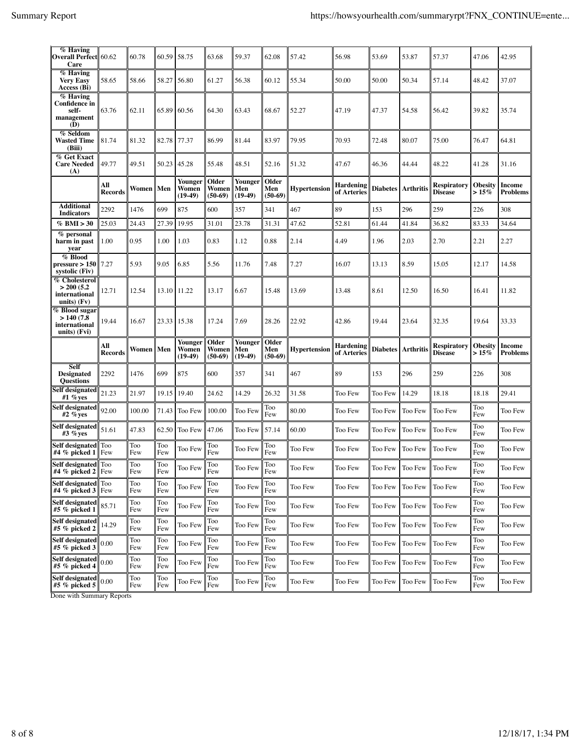| | | | | | | | | | | | | | | |
|---|---|---|---|---|---|---|---|---|---|---|---|---|---|---|
| **% Having Overall Perfect Care** | 60.62 | 60.78 | 60.59 | 58.75 | 63.68 | 59.37 | 62.08 | 57.42 | 56.98 | 53.69 | 53.87 | 57.37 | 47.06 | 42.95 |
| **% Having Very Easy Access (Bi)** | 58.65 | 58.66 | 58.27 | 56.80 | 61.27 | 56.38 | 60.12 | 55.34 | 50.00 | 50.00 | 50.34 | 57.14 | 48.42 | 37.07 |
| **% Having Confidence in self-management (D)** | 63.76 | 62.11 | 65.89 | 60.56 | 64.30 | 63.43 | 68.67 | 52.27 | 47.19 | 47.37 | 54.58 | 56.42 | 39.82 | 35.74 |
| **% Seldom Wasted Time (Biii)** | 81.74 | 81.32 | 82.78 | 77.37 | 86.99 | 81.44 | 83.97 | 79.95 | 70.93 | 72.48 | 80.07 | 75.00 | 76.47 | 64.81 |
| **% Get Exact Care Needed (A)** | 49.77 | 49.51 | 50.23 | 45.28 | 55.48 | 48.51 | 52.16 | 51.32 | 47.67 | 46.36 | 44.44 | 48.22 | 41.28 | 31.16 |
| | **All Records** | **Women** | **Men** | **Younger Women (19-49)** | **Older Women (50-69)** | **Younger Men (19-49)** | **Older Men (50-69)** | **Hypertension** | **Hardening of Arteries** | **Diabetes** | **Arthritis** | **Respiratory Disease** | **Obesity > 15%** | **Income Problems** |
| **Additional Indicators** | 2292 | 1476 | 699 | 875 | 600 | 357 | 341 | 467 | 89 | 153 | 296 | 259 | 226 | 308 |
| **% BMI > 30** | 25.03 | 24.43 | 27.39 | 19.95 | 31.01 | 23.78 | 31.31 | 47.62 | 52.81 | 61.44 | 41.84 | 36.82 | 83.33 | 34.64 |
| **% personal harm in past year** | 1.00 | 0.95 | 1.00 | 1.03 | 0.83 | 1.12 | 0.88 | 2.14 | 4.49 | 1.96 | 2.03 | 2.70 | 2.21 | 2.27 |
| **% Blood pressure > 150 systolic (Fiv)** | 7.27 | 5.93 | 9.05 | 6.85 | 5.56 | 11.76 | 7.48 | 7.27 | 16.07 | 13.13 | 8.59 | 15.05 | 12.17 | 14.58 |
| **% Cholesterol > 200 (5.2 international units) (Fv)** | 12.71 | 12.54 | 13.10 | 11.22 | 13.17 | 6.67 | 15.48 | 13.69 | 13.48 | 8.61 | 12.50 | 16.50 | 16.41 | 11.82 |
| **% Blood sugar > 140 (7.8 international units) (Fvi)** | 19.44 | 16.67 | 23.33 | 15.38 | 17.24 | 7.69 | 28.26 | 22.92 | 42.86 | 19.44 | 23.64 | 32.35 | 19.64 | 33.33 |
| | **All Records** | **Women** | **Men** | **Younger Women (19-49)** | **Older Women (50-69)** | **Younger Men (19-49)** | **Older Men (50-69)** | **Hypertension** | **Hardening of Arteries** | **Diabetes** | **Arthritis** | **Respiratory Disease** | **Obesity > 15%** | **Income Problems** |
| **Self Designated Questions** | 2292 | 1476 | 699 | 875 | 600 | 357 | 341 | 467 | 89 | 153 | 296 | 259 | 226 | 308 |
| **Self designated #1 %yes** | 21.23 | 21.97 | 19.15 | 19.40 | 24.62 | 14.29 | 26.32 | 31.58 | Too Few | Too Few | 14.29 | 18.18 | 18.18 | 29.41 |
| **Self designated #2 %yes** | 92.00 | 100.00 | 71.43 | Too Few | 100.00 | Too Few | Too Few | 80.00 | Too Few | Too Few | Too Few | Too Few | Too Few | Too Few |
| **Self designated #3 %yes** | 51.61 | 47.83 | 62.50 | Too Few | 47.06 | Too Few | 57.14 | 60.00 | Too Few | Too Few | Too Few | Too Few | Too Few | Too Few |
| **Self designated #4 % picked 1** | Too Few | Too Few | Too Few | Too Few | Too Few | Too Few | Too Few | Too Few | Too Few | Too Few | Too Few | Too Few | Too Few | Too Few |
| **Self designated #4 % picked 2** | Too Few | Too Few | Too Few | Too Few | Too Few | Too Few | Too Few | Too Few | Too Few | Too Few | Too Few | Too Few | Too Few | Too Few |
| **Self designated #4 % picked 3** | Too Few | Too Few | Too Few | Too Few | Too Few | Too Few | Too Few | Too Few | Too Few | Too Few | Too Few | Too Few | Too Few | Too Few |
| **Self designated #5 % picked 1** | 85.71 | Too Few | Too Few | Too Few | Too Few | Too Few | Too Few | Too Few | Too Few | Too Few | Too Few | Too Few | Too Few | Too Few |
| **Self designated #5 % picked 2** | 14.29 | Too Few | Too Few | Too Few | Too Few | Too Few | Too Few | Too Few | Too Few | Too Few | Too Few | Too Few | Too Few | Too Few |
| **Self designated #5 % picked 3** | 0.00 | Too Few | Too Few | Too Few | Too Few | Too Few | Too Few | Too Few | Too Few | Too Few | Too Few | Too Few | Too Few | Too Few |
| **Self designated #5 % picked 4** | 0.00 | Too Few | Too Few | Too Few | Too Few | Too Few | Too Few | Too Few | Too Few | Too Few | Too Few | Too Few | Too Few | Too Few |
| **Self designated #5 % picked 5** | 0.00 | Too Few | Too Few | Too Few | Too Few | Too Few | Too Few | Too Few | Too Few | Too Few | Too Few | Too Few | Too Few | Too Few |

Done with Summary Reports